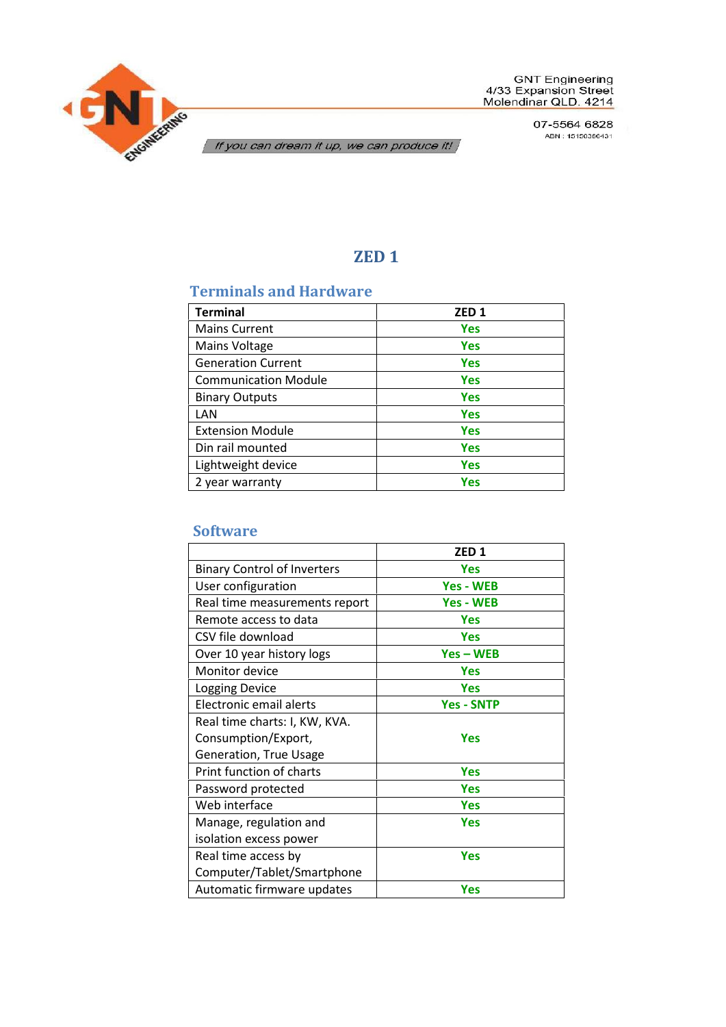GNT Engineering
4/33 Expansion Street
Molendinar QLD. 4214

07-5564 6828
ABN : 15150366431

*If you can dream it up, we can produce it!*

# ZED 1

## Terminals and Hardware

| Terminal | ZED 1 |
|---|---|
| Mains Current | Yes |
| Mains Voltage | Yes |
| Generation Current | Yes |
| Communication Module | Yes |
| Binary Outputs | Yes |
| LAN | Yes |
| Extension Module | Yes |
| Din rail mounted | Yes |
| Lightweight device | Yes |
| 2 year warranty | Yes |

## Software

| | ZED 1 |
|---|---|
| Binary Control of Inverters | Yes |
| User configuration | Yes - WEB |
| Real time measurements report | Yes - WEB |
| Remote access to data | Yes |
| CSV file download | Yes |
| Over 10 year history logs | Yes – WEB |
| Monitor device | Yes |
| Logging Device | Yes |
| Electronic email alerts | Yes - SNTP |
| Real time charts: I, KW, KVA. Consumption/Export, Generation, True Usage | Yes |
| Print function of charts | Yes |
| Password protected | Yes |
| Web interface | Yes |
| Manage, regulation and isolation excess power | Yes |
| Real time access by Computer/Tablet/Smartphone | Yes |
| Automatic firmware updates | Yes |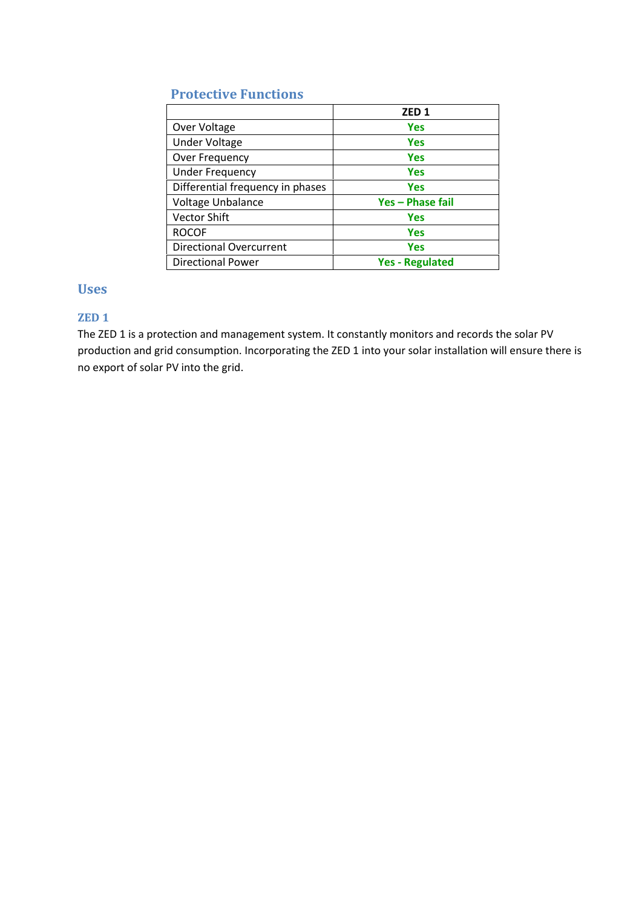## Protective Functions

| | ZED 1 |
|---|---|
| Over Voltage | **Yes** |
| Under Voltage | **Yes** |
| Over Frequency | **Yes** |
| Under Frequency | **Yes** |
| Differential frequency in phases | **Yes** |
| Voltage Unbalance | **Yes – Phase fail** |
| Vector Shift | **Yes** |
| ROCOF | **Yes** |
| Directional Overcurrent | **Yes** |
| Directional Power | **Yes - Regulated** |

## Uses

### ZED 1

The ZED 1 is a protection and management system. It constantly monitors and records the solar PV production and grid consumption. Incorporating the ZED 1 into your solar installation will ensure there is no export of solar PV into the grid.